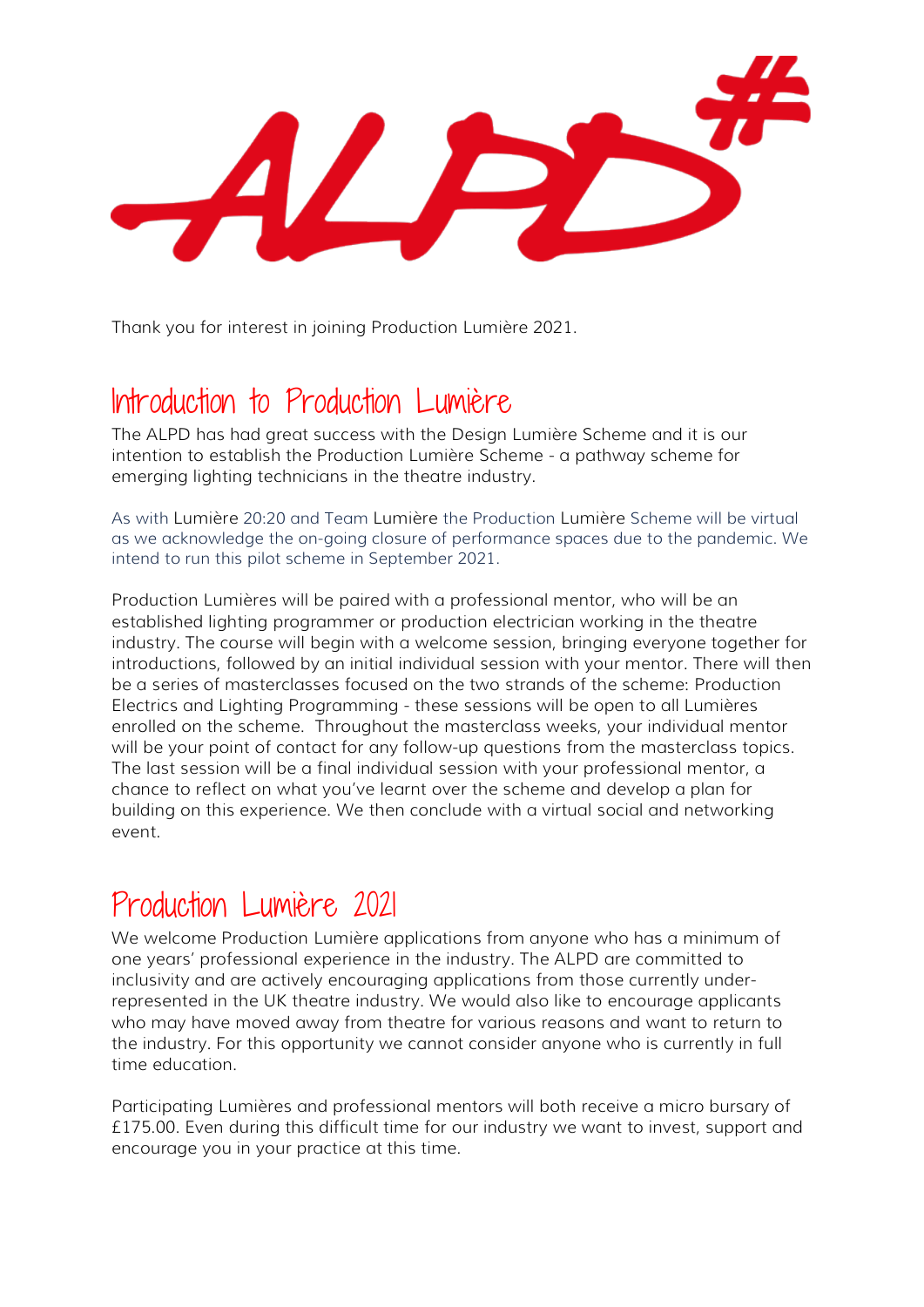Thank you for interest in joining Production Lumière 2021.

## Introduction to Production Lumière

The ALPD has had great success with the Design Lumière Scheme and it is our intention to establish the Production Lumière Scheme - a pathway scheme for emerging lighting technicians in the theatre industry.

As with Lumière 20:20 and Team Lumière the Production Lumière Scheme will be virtual as we acknowledge the on-going closure of performance spaces due to the pandemic. We intend to run this pilot scheme in September 2021.

Production Lumières will be paired with a professional mentor, who will be an established lighting programmer or production electrician working in the theatre industry. The course will begin with a welcome session, bringing everyone together for introductions, followed by an initial individual session with your mentor. There will then be a series of masterclasses focused on the two strands of the scheme: Production Electrics and Lighting Programming - these sessions will be open to all Lumières enrolled on the scheme. Throughout the masterclass weeks, your individual mentor will be your point of contact for any follow-up questions from the masterclass topics. The last session will be a final individual session with your professional mentor, a chance to reflect on what you've learnt over the scheme and develop a plan for building on this experience. We then conclude with a virtual social and networking event.

## Production Lumière 2021

We welcome Production Lumière applications from anyone who has a minimum of one years' professional experience in the industry. The ALPD are committed to inclusivity and are actively encouraging applications from those currently under-represented in the UK theatre industry. We would also like to encourage applicants who may have moved away from theatre for various reasons and want to return to the industry. For this opportunity we cannot consider anyone who is currently in full time education.

Participating Lumières and professional mentors will both receive a micro bursary of £175.00. Even during this difficult time for our industry we want to invest, support and encourage you in your practice at this time.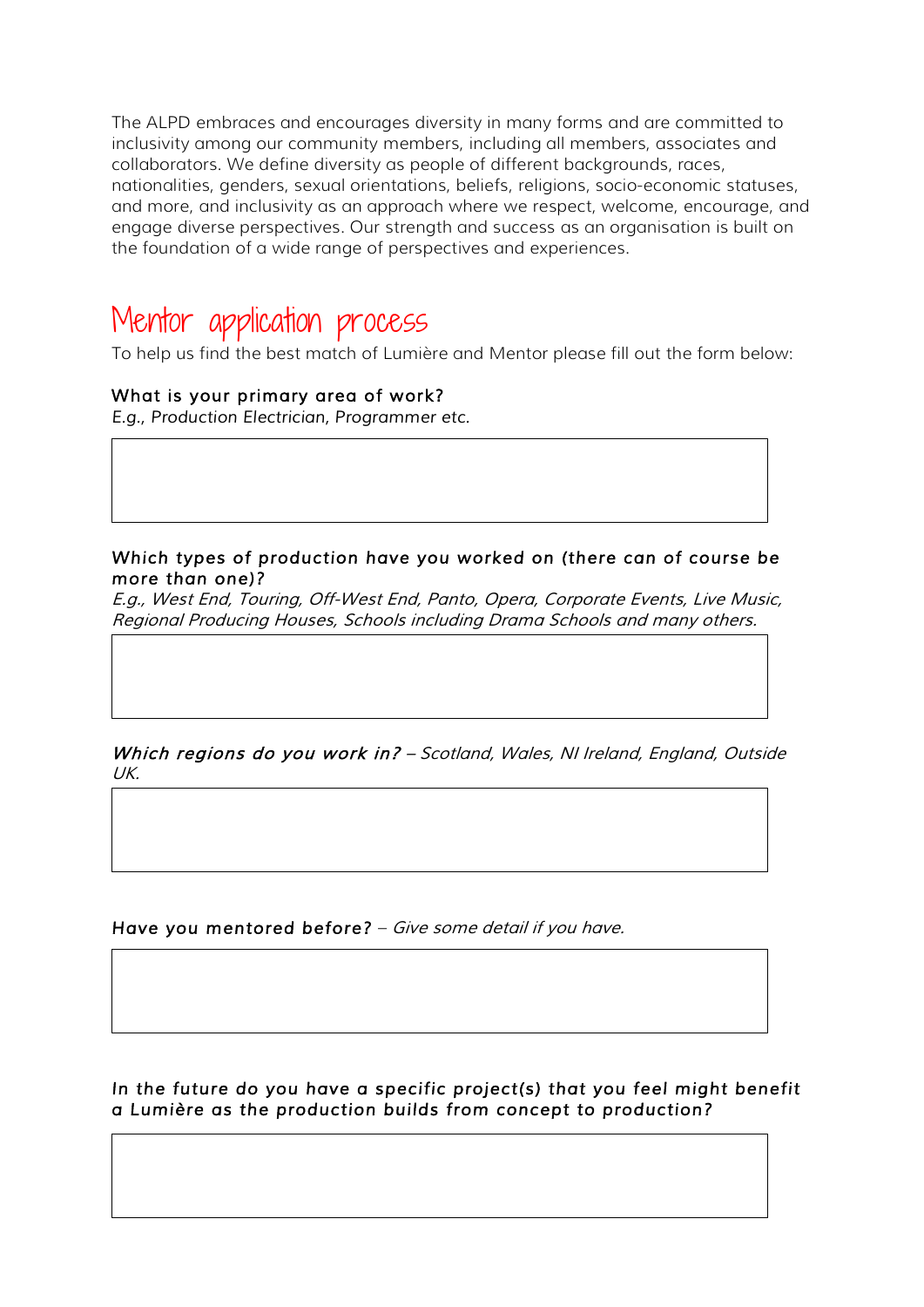The ALPD embraces and encourages diversity in many forms and are committed to inclusivity among our community members, including all members, associates and collaborators. We define diversity as people of different backgrounds, races, nationalities, genders, sexual orientations, beliefs, religions, socio-economic statuses, and more, and inclusivity as an approach where we respect, welcome, encourage, and engage diverse perspectives. Our strength and success as an organisation is built on the foundation of a wide range of perspectives and experiences.

## Mentor application process

To help us find the best match of Lumière and Mentor please fill out the form below:

**What is your primary area of work?**
*E.g., Production Electrician, Programmer etc.*

**Which types of production have you worked on (there can of course be more than one)?**
*E.g., West End, Touring, Off-West End, Panto, Opera, Corporate Events, Live Music, Regional Producing Houses, Schools including Drama Schools and many others.*

***Which regions do you work in?*** *– Scotland, Wales, NI Ireland, England, Outside UK.*

**Have you mentored before?** – *Give some detail if you have.*

***In the future do you have a specific project(s) that you feel might benefit a Lumière as the production builds from concept to production?***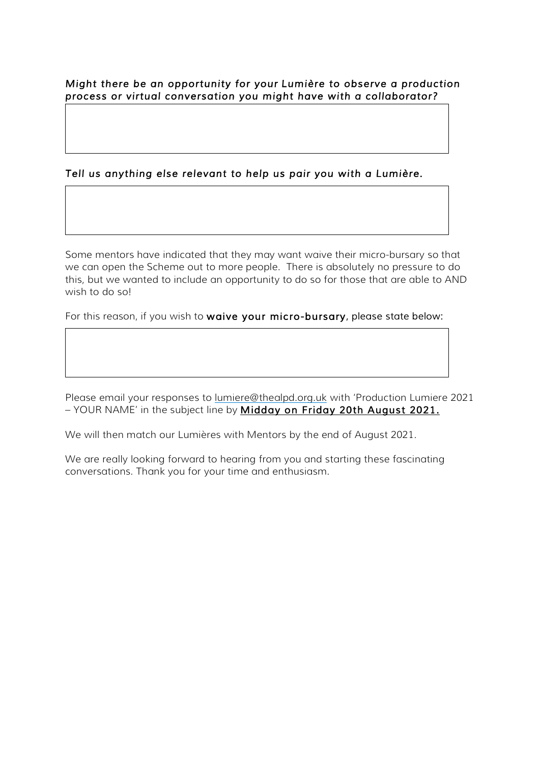*Might there be an opportunity for your Lumière to observe a production process or virtual conversation you might have with a collaborator?*

*Tell us anything else relevant to help us pair you with a Lumière.*

Some mentors have indicated that they may want waive their micro-bursary so that we can open the Scheme out to more people. There is absolutely no pressure to do this, but we wanted to include an opportunity to do so for those that are able to AND wish to do so!

For this reason, if you wish to **waive your micro-bursary**, please state below:

Please email your responses to lumiere@thealpd.org.uk with 'Production Lumiere 2021 – YOUR NAME' in the subject line by **Midday on Friday 20th August 2021.**

We will then match our Lumières with Mentors by the end of August 2021.

We are really looking forward to hearing from you and starting these fascinating conversations. Thank you for your time and enthusiasm.